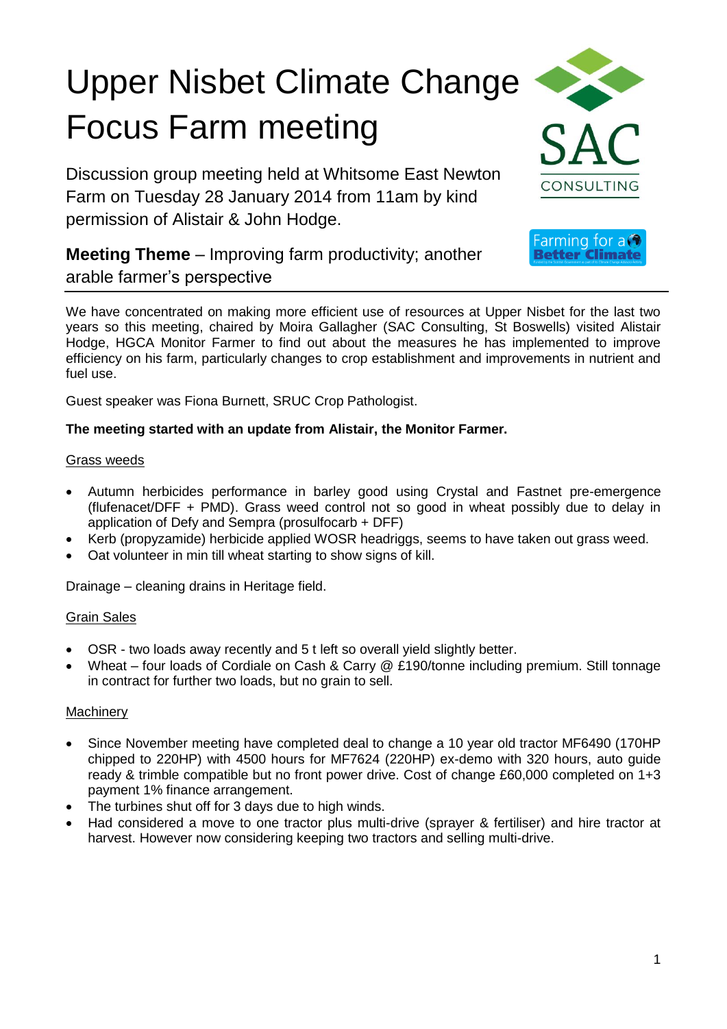# Upper Nisbet Climate Change Focus Farm meeting

Discussion group meeting held at Whitsome East Newton Farm on Tuesday 28 January 2014 from 11am by kind permission of Alistair & John Hodge.

**Meeting Theme** – Improving farm productivity; another arable farmer's perspective

We have concentrated on making more efficient use of resources at Upper Nisbet for the last two years so this meeting, chaired by Moira Gallagher (SAC Consulting, St Boswells) visited Alistair Hodge, HGCA Monitor Farmer to find out about the measures he has implemented to improve efficiency on his farm, particularly changes to crop establishment and improvements in nutrient and fuel use.

Guest speaker was Fiona Burnett, SRUC Crop Pathologist.

**The meeting started with an update from Alistair, the Monitor Farmer.**

<u>Grass weeds</u>

- Autumn herbicides performance in barley good using Crystal and Fastnet pre-emergence (flufenacet/DFF + PMD). Grass weed control not so good in wheat possibly due to delay in application of Defy and Sempra (prosulfocarb + DFF)
- Kerb (propyzamide) herbicide applied WOSR headriggs, seems to have taken out grass weed.
- Oat volunteer in min till wheat starting to show signs of kill.

Drainage – cleaning drains in Heritage field.

<u>Grain Sales</u>

- OSR - two loads away recently and 5 t left so overall yield slightly better.
- Wheat – four loads of Cordiale on Cash & Carry @ £190/tonne including premium. Still tonnage in contract for further two loads, but no grain to sell.

<u>Machinery</u>

- Since November meeting have completed deal to change a 10 year old tractor MF6490 (170HP chipped to 220HP) with 4500 hours for MF7624 (220HP) ex-demo with 320 hours, auto guide ready & trimble compatible but no front power drive. Cost of change £60,000 completed on 1+3 payment 1% finance arrangement.
- The turbines shut off for 3 days due to high winds.
- Had considered a move to one tractor plus multi-drive (sprayer & fertiliser) and hire tractor at harvest. However now considering keeping two tractors and selling multi-drive.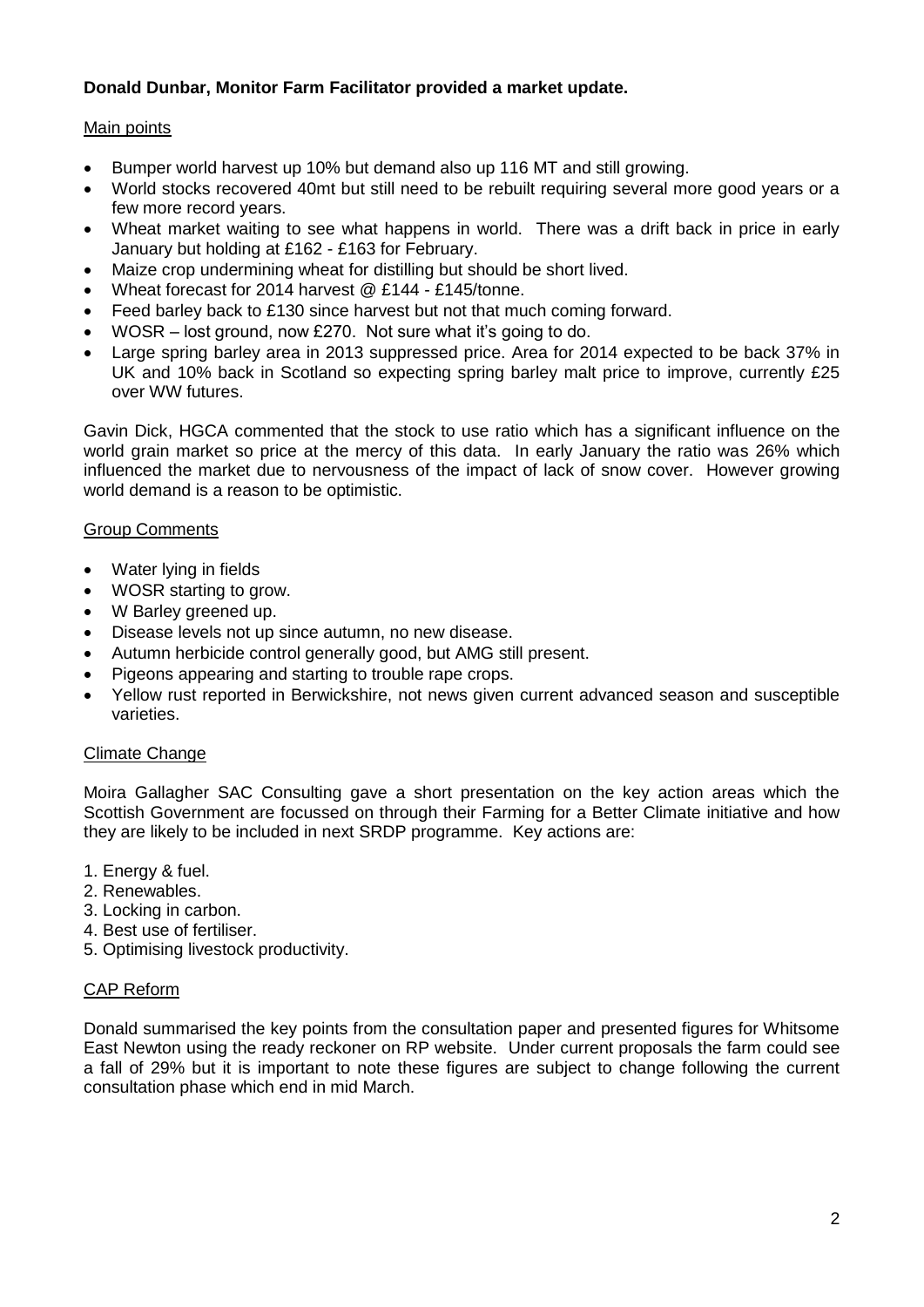**Donald Dunbar, Monitor Farm Facilitator provided a market update.**

Main points

- Bumper world harvest up 10% but demand also up 116 MT and still growing.
- World stocks recovered 40mt but still need to be rebuilt requiring several more good years or a few more record years.
- Wheat market waiting to see what happens in world. There was a drift back in price in early January but holding at £162 - £163 for February.
- Maize crop undermining wheat for distilling but should be short lived.
- Wheat forecast for 2014 harvest @ £144 - £145/tonne.
- Feed barley back to £130 since harvest but not that much coming forward.
- WOSR – lost ground, now £270. Not sure what it's going to do.
- Large spring barley area in 2013 suppressed price. Area for 2014 expected to be back 37% in UK and 10% back in Scotland so expecting spring barley malt price to improve, currently £25 over WW futures.

Gavin Dick, HGCA commented that the stock to use ratio which has a significant influence on the world grain market so price at the mercy of this data. In early January the ratio was 26% which influenced the market due to nervousness of the impact of lack of snow cover. However growing world demand is a reason to be optimistic.

Group Comments

- Water lying in fields
- WOSR starting to grow.
- W Barley greened up.
- Disease levels not up since autumn, no new disease.
- Autumn herbicide control generally good, but AMG still present.
- Pigeons appearing and starting to trouble rape crops.
- Yellow rust reported in Berwickshire, not news given current advanced season and susceptible varieties.

Climate Change

Moira Gallagher SAC Consulting gave a short presentation on the key action areas which the Scottish Government are focussed on through their Farming for a Better Climate initiative and how they are likely to be included in next SRDP programme. Key actions are:

1. Energy & fuel.
2. Renewables.
3. Locking in carbon.
4. Best use of fertiliser.
5. Optimising livestock productivity.

CAP Reform

Donald summarised the key points from the consultation paper and presented figures for Whitsome East Newton using the ready reckoner on RP website. Under current proposals the farm could see a fall of 29% but it is important to note these figures are subject to change following the current consultation phase which end in mid March.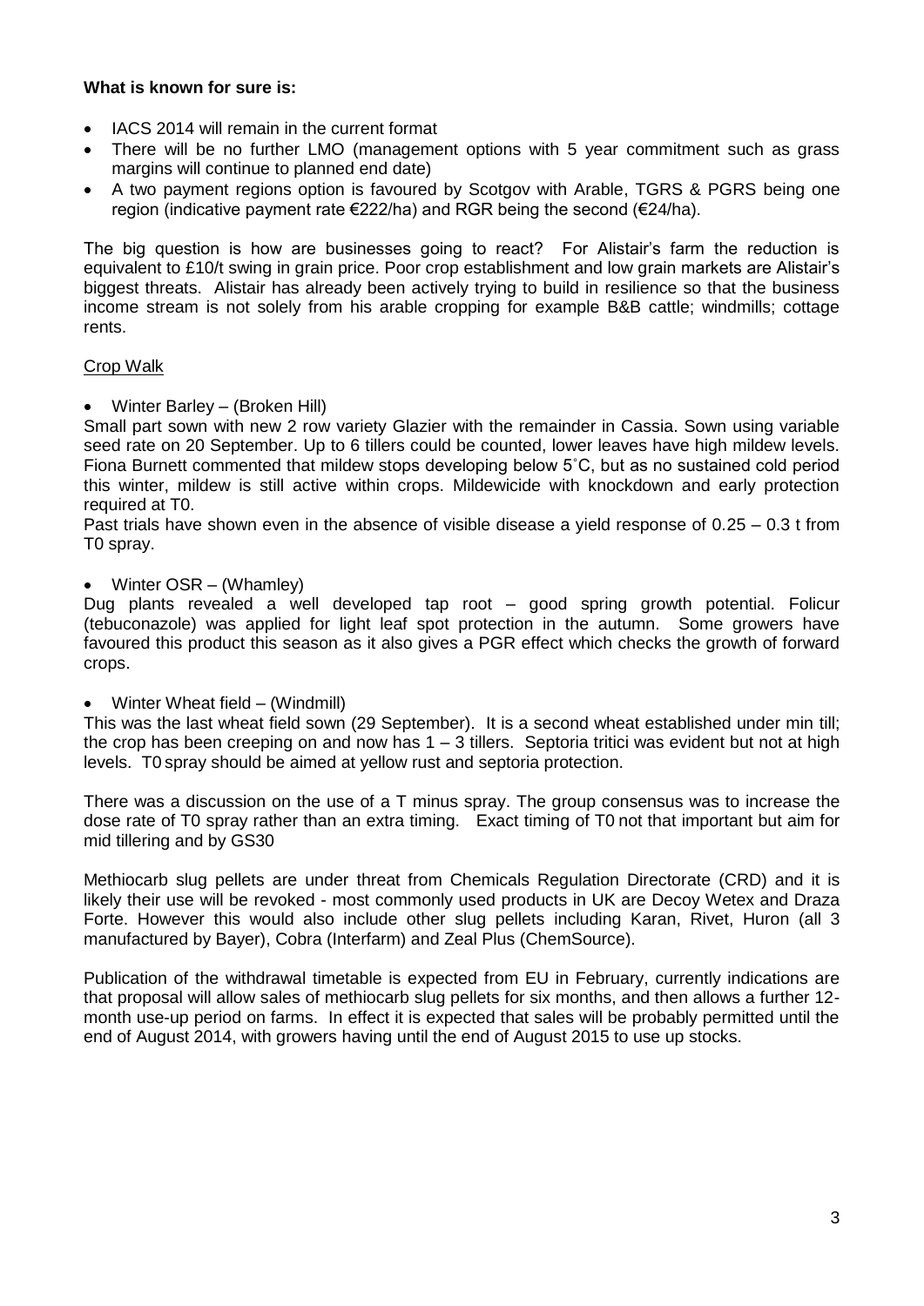**What is known for sure is:**

- IACS 2014 will remain in the current format
- There will be no further LMO (management options with 5 year commitment such as grass margins will continue to planned end date)
- A two payment regions option is favoured by Scotgov with Arable, TGRS & PGRS being one region (indicative payment rate €222/ha) and RGR being the second (€24/ha).

The big question is how are businesses going to react? For Alistair's farm the reduction is equivalent to £10/t swing in grain price. Poor crop establishment and low grain markets are Alistair's biggest threats. Alistair has already been actively trying to build in resilience so that the business income stream is not solely from his arable cropping for example B&B cattle; windmills; cottage rents.

Crop Walk

- Winter Barley – (Broken Hill)

Small part sown with new 2 row variety Glazier with the remainder in Cassia. Sown using variable seed rate on 20 September. Up to 6 tillers could be counted, lower leaves have high mildew levels. Fiona Burnett commented that mildew stops developing below 5˚C, but as no sustained cold period this winter, mildew is still active within crops. Mildewicide with knockdown and early protection required at T0.

Past trials have shown even in the absence of visible disease a yield response of 0.25 – 0.3 t from T0 spray.

- Winter OSR – (Whamley)

Dug plants revealed a well developed tap root – good spring growth potential. Folicur (tebuconazole) was applied for light leaf spot protection in the autumn. Some growers have favoured this product this season as it also gives a PGR effect which checks the growth of forward crops.

- Winter Wheat field – (Windmill)

This was the last wheat field sown (29 September). It is a second wheat established under min till; the crop has been creeping on and now has 1 – 3 tillers. Septoria tritici was evident but not at high levels. T0 spray should be aimed at yellow rust and septoria protection.

There was a discussion on the use of a T minus spray. The group consensus was to increase the dose rate of T0 spray rather than an extra timing. Exact timing of T0 not that important but aim for mid tillering and by GS30

Methiocarb slug pellets are under threat from Chemicals Regulation Directorate (CRD) and it is likely their use will be revoked - most commonly used products in UK are Decoy Wetex and Draza Forte. However this would also include other slug pellets including Karan, Rivet, Huron (all 3 manufactured by Bayer), Cobra (Interfarm) and Zeal Plus (ChemSource).

Publication of the withdrawal timetable is expected from EU in February, currently indications are that proposal will allow sales of methiocarb slug pellets for six months, and then allows a further 12-month use-up period on farms. In effect it is expected that sales will be probably permitted until the end of August 2014, with growers having until the end of August 2015 to use up stocks.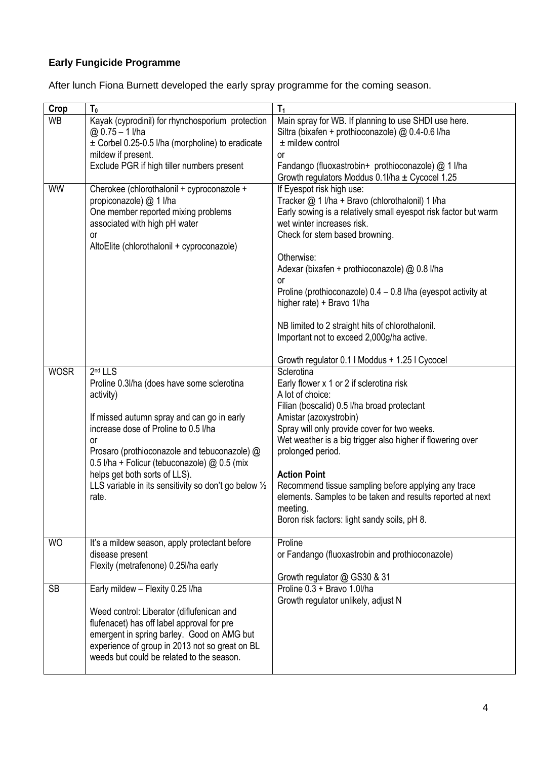**Early Fungicide Programme**

After lunch Fiona Burnett developed the early spray programme for the coming season.

| Crop | $T_0$ | $T_1$ |
|---|---|---|
| WB | Kayak (cyprodinil) for rhynchosporium protection @ 0.75 – 1 l/ha<br>± Corbel 0.25-0.5 l/ha (morpholine) to eradicate mildew if present.<br>Exclude PGR if high tiller numbers present | Main spray for WB. If planning to use SHDI use here.<br>Siltra (bixafen + prothioconazole) @ 0.4-0.6 l/ha<br>± mildew control<br>or<br>Fandango (fluoxastrobin+ prothioconazole) @ 1 l/ha<br>Growth regulators Moddus 0.1l/ha ± Cycocel 1.25 |
| WW | Cherokee (chlorothalonil + cyproconazole + propiconazole) @ 1 l/ha<br>One member reported mixing problems associated with high pH water<br>or<br>AltoElite (chlorothalonil + cyproconazole) | If Eyespot risk high use:<br>Tracker @ 1 l/ha + Bravo (chlorothalonil) 1 l/ha<br>Early sowing is a relatively small eyespot risk factor but warm wet winter increases risk.<br>Check for stem based browning.<br><br>Otherwise:<br>Adexar (bixafen + prothioconazole) @ 0.8 l/ha<br>or<br>Proline (prothioconazole) 0.4 – 0.8 l/ha (eyespot activity at higher rate) + Bravo 1l/ha<br><br>NB limited to 2 straight hits of chlorothalonil.<br>Important not to exceed 2,000g/ha active.<br><br>Growth regulator 0.1 l Moddus + 1.25 l Cycocel |
| WOSR | 2nd LLS<br>Proline 0.3l/ha (does have some sclerotina activity)<br><br>If missed autumn spray and can go in early increase dose of Proline to 0.5 l/ha<br>or<br>Prosaro (prothioconazole and tebuconazole) @ 0.5 l/ha + Folicur (tebuconazole) @ 0.5 (mix helps get both sorts of LLS).<br>LLS variable in its sensitivity so don't go below ½ rate. | Sclerotina<br>Early flower x 1 or 2 if sclerotina risk<br>A lot of choice:<br>Filian (boscalid) 0.5 l/ha broad protectant<br>Amistar (azoxystrobin)<br>Spray will only provide cover for two weeks.<br>Wet weather is a big trigger also higher if flowering over prolonged period.<br><br>**Action Point**<br>Recommend tissue sampling before applying any trace elements. Samples to be taken and results reported at next meeting.<br>Boron risk factors: light sandy soils, pH 8. |
| WO | It's a mildew season, apply protectant before disease present<br>Flexity (metrafenone) 0.25l/ha early | Proline<br>or Fandango (fluoxastrobin and prothioconazole)<br><br>Growth regulator @ GS30 & 31 |
| SB | Early mildew – Flexity 0.25 l/ha<br><br>Weed control: Liberator (diflufenican and flufenacet) has off label approval for pre emergent in spring barley. Good on AMG but experience of group in 2013 not so great on BL weeds but could be related to the season. | Proline 0.3 + Bravo 1.0l/ha<br>Growth regulator unlikely, adjust N |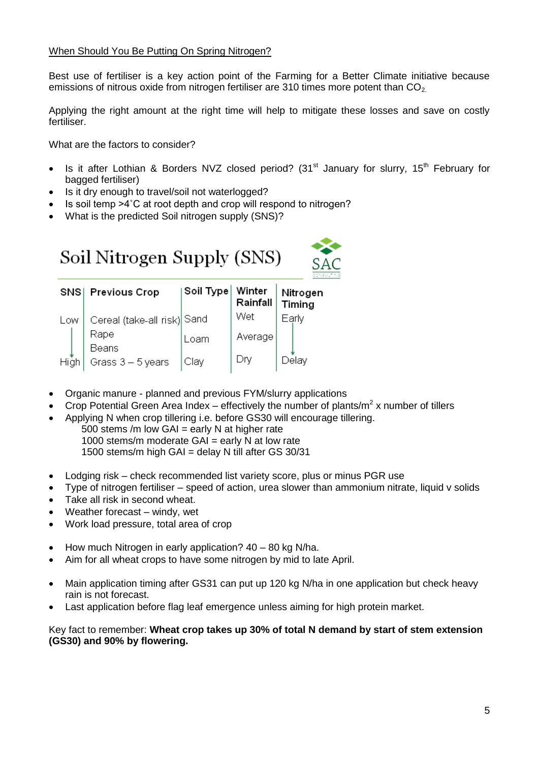When Should You Be Putting On Spring Nitrogen?

Best use of fertiliser is a key action point of the Farming for a Better Climate initiative because emissions of nitrous oxide from nitrogen fertiliser are 310 times more potent than $CO_2$.

Applying the right amount at the right time will help to mitigate these losses and save on costly fertiliser.

What are the factors to consider?

- Is it after Lothian & Borders NVZ closed period? (31st January for slurry, 15th February for bagged fertiliser)
- Is it dry enough to travel/soil not waterlogged?
- Is soil temp >4˚C at root depth and crop will respond to nitrogen?
- What is the predicted Soil nitrogen supply (SNS)?

## Soil Nitrogen Supply (SNS)

| SNS | Previous Crop | Soil Type | Winter Rainfall | Nitrogen Timing |
|---|---|---|---|---|
| Low | Cereal (take-all risk) | Sand | Wet | Early |
| ↓ | Rape | Loam | Average | ↓ |
| | Beans | | | |
| High | Grass 3 – 5 years | Clay | Dry | Delay |

- Organic manure - planned and previous FYM/slurry applications
- Crop Potential Green Area Index – effectively the number of plants/$m^2$ x number of tillers
- Applying N when crop tillering i.e. before GS30 will encourage tillering.
  - 500 stems /m low GAI = early N at higher rate
  - 1000 stems/m moderate GAI = early N at low rate
  - 1500 stems/m high GAI = delay N till after GS 30/31

- Lodging risk – check recommended list variety score, plus or minus PGR use
- Type of nitrogen fertiliser – speed of action, urea slower than ammonium nitrate, liquid v solids
- Take all risk in second wheat.
- Weather forecast – windy, wet
- Work load pressure, total area of crop

- How much Nitrogen in early application? 40 – 80 kg N/ha.
- Aim for all wheat crops to have some nitrogen by mid to late April.

- Main application timing after GS31 can put up 120 kg N/ha in one application but check heavy rain is not forecast.
- Last application before flag leaf emergence unless aiming for high protein market.

Key fact to remember: **Wheat crop takes up 30% of total N demand by start of stem extension (GS30) and 90% by flowering.**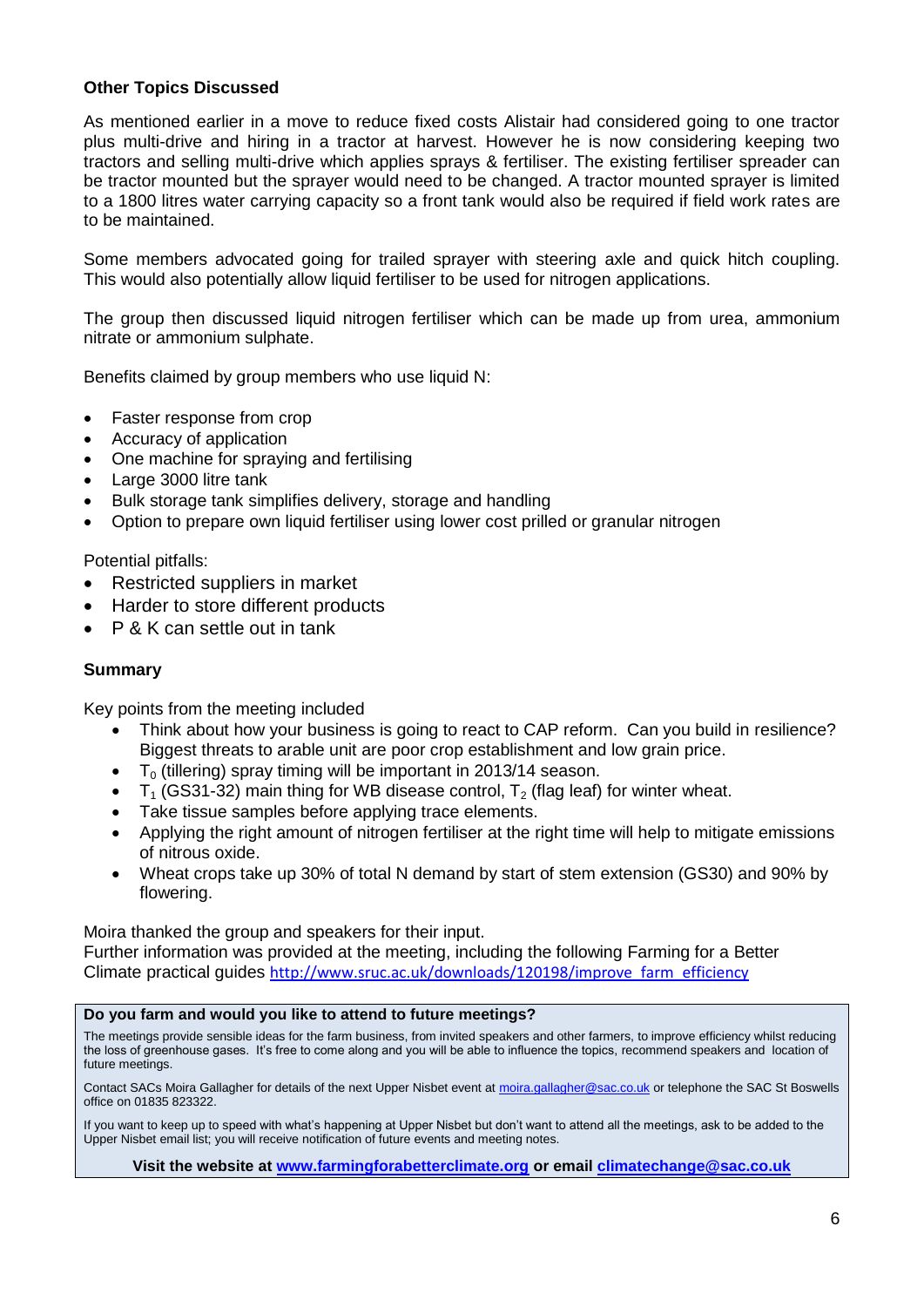### Other Topics Discussed

As mentioned earlier in a move to reduce fixed costs Alistair had considered going to one tractor plus multi-drive and hiring in a tractor at harvest. However he is now considering keeping two tractors and selling multi-drive which applies sprays & fertiliser. The existing fertiliser spreader can be tractor mounted but the sprayer would need to be changed. A tractor mounted sprayer is limited to a 1800 litres water carrying capacity so a front tank would also be required if field work rates are to be maintained.

Some members advocated going for trailed sprayer with steering axle and quick hitch coupling. This would also potentially allow liquid fertiliser to be used for nitrogen applications.

The group then discussed liquid nitrogen fertiliser which can be made up from urea, ammonium nitrate or ammonium sulphate.

Benefits claimed by group members who use liquid N:

- Faster response from crop
- Accuracy of application
- One machine for spraying and fertilising
- Large 3000 litre tank
- Bulk storage tank simplifies delivery, storage and handling
- Option to prepare own liquid fertiliser using lower cost prilled or granular nitrogen

Potential pitfalls:

- Restricted suppliers in market
- Harder to store different products
- P & K can settle out in tank

### Summary

Key points from the meeting included

- Think about how your business is going to react to CAP reform. Can you build in resilience? Biggest threats to arable unit are poor crop establishment and low grain price.
- $T_0$ (tillering) spray timing will be important in 2013/14 season.
- $T_1$ (GS31-32) main thing for WB disease control, $T_2$ (flag leaf) for winter wheat.
- Take tissue samples before applying trace elements.
- Applying the right amount of nitrogen fertiliser at the right time will help to mitigate emissions of nitrous oxide.
- Wheat crops take up 30% of total N demand by start of stem extension (GS30) and 90% by flowering.

Moira thanked the group and speakers for their input.
Further information was provided at the meeting, including the following Farming for a Better Climate practical guides http://www.sruc.ac.uk/downloads/120198/improve_farm_efficiency

**Do you farm and would you like to attend to future meetings?**

The meetings provide sensible ideas for the farm business, from invited speakers and other farmers, to improve efficiency whilst reducing the loss of greenhouse gases. It's free to come along and you will be able to influence the topics, recommend speakers and location of future meetings.

Contact SACs Moira Gallagher for details of the next Upper Nisbet event at moira.gallagher@sac.co.uk or telephone the SAC St Boswells office on 01835 823322.

If you want to keep up to speed with what's happening at Upper Nisbet but don't want to attend all the meetings, ask to be added to the Upper Nisbet email list; you will receive notification of future events and meeting notes.

**Visit the website at www.farmingforabetterclimate.org or email climatechange@sac.co.uk**